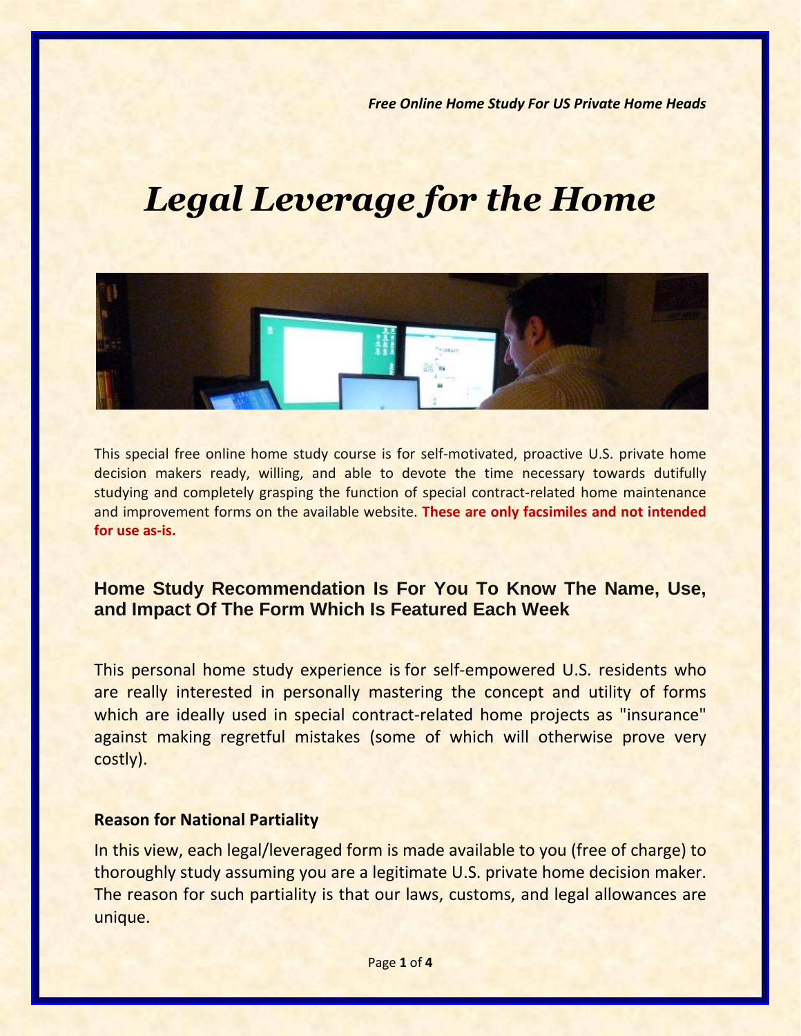*Free Online Home Study For US Private Home Heads*

# *Legal Leverage for the Home*

This special free online home study course is for self-motivated, proactive U.S. private home decision makers ready, willing, and able to devote the time necessary towards dutifully studying and completely grasping the function of special contract-related home maintenance and improvement forms on the available website. **These are only facsimiles and not intended for use as-is.**

## Home Study Recommendation Is For You To Know The Name, Use, and Impact Of The Form Which Is Featured Each Week

This personal home study experience is for self-empowered U.S. residents who are really interested in personally mastering the concept and utility of forms which are ideally used in special contract-related home projects as "insurance" against making regretful mistakes (some of which will otherwise prove very costly).

### Reason for National Partiality

In this view, each legal/leveraged form is made available to you (free of charge) to thoroughly study assuming you are a legitimate U.S. private home decision maker. The reason for such partiality is that our laws, customs, and legal allowances are unique.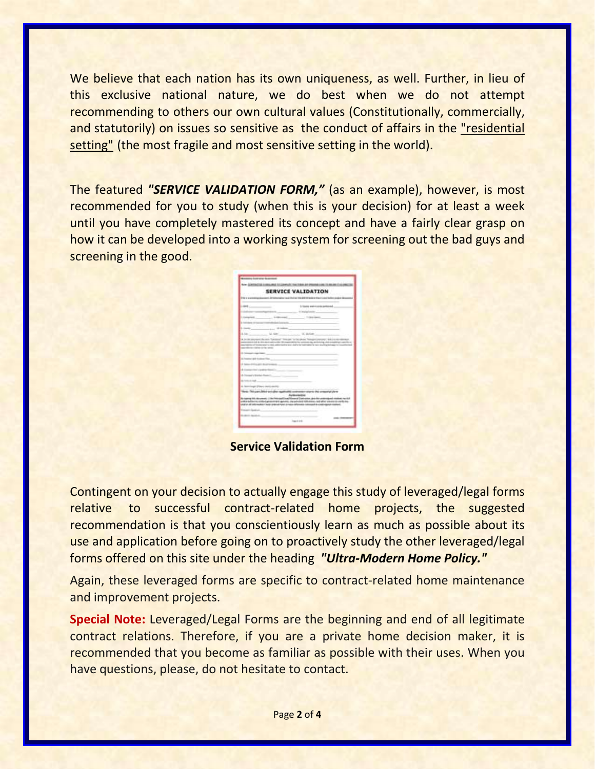We believe that each nation has its own uniqueness, as well. Further, in lieu of this exclusive national nature, we do best when we do not attempt recommending to others our own cultural values (Constitutionally, commercially, and statutorily) on issues so sensitive as the conduct of affairs in the "residential setting" (the most fragile and most sensitive setting in the world).

The featured ***"SERVICE VALIDATION FORM,"*** (as an example), however, is most recommended for you to study (when this is your decision) for at least a week until you have completely mastered its concept and have a fairly clear grasp on how it can be developed into a working system for screening out the bad guys and screening in the good.

**Service Validation Form**

Contingent on your decision to actually engage this study of leveraged/legal forms relative to successful contract-related home projects, the suggested recommendation is that you conscientiously learn as much as possible about its use and application before going on to proactively study the other leveraged/legal forms offered on this site under the heading ***"Ultra-Modern Home Policy."***

Again, these leveraged forms are specific to contract-related home maintenance and improvement projects.

**Special Note:** Leveraged/Legal Forms are the beginning and end of all legitimate contract relations. Therefore, if you are a private home decision maker, it is recommended that you become as familiar as possible with their uses. When you have questions, please, do not hesitate to contact.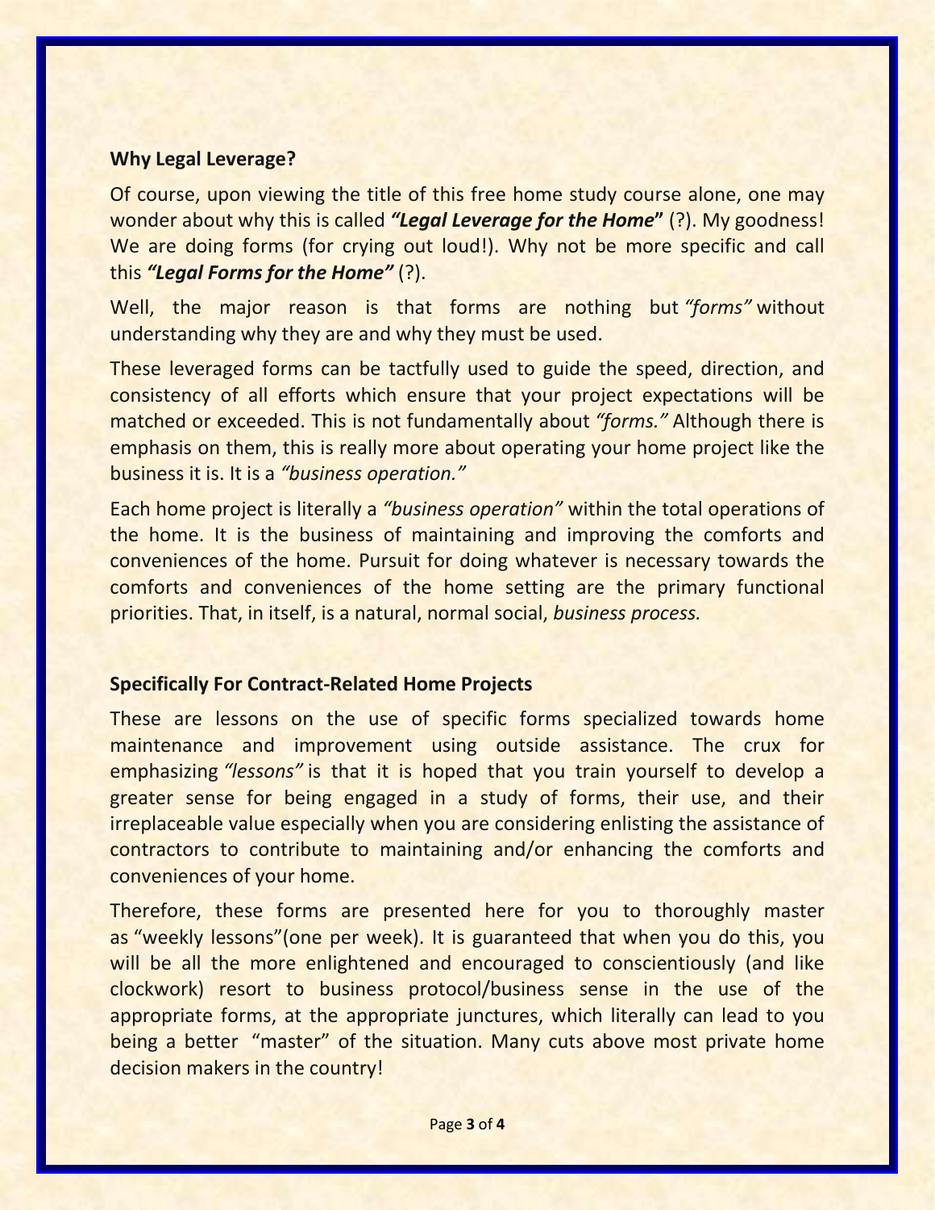## Why Legal Leverage?

Of course, upon viewing the title of this free home study course alone, one may wonder about why this is called ***"Legal Leverage for the Home*"** (?). My goodness! We are doing forms (for crying out loud!). Why not be more specific and call this ***"Legal Forms for the Home"*** (?).

Well, the major reason is that forms are nothing but *"forms"* without understanding why they are and why they must be used.

These leveraged forms can be tactfully used to guide the speed, direction, and consistency of all efforts which ensure that your project expectations will be matched or exceeded. This is not fundamentally about *"forms."* Although there is emphasis on them, this is really more about operating your home project like the business it is. It is a *"business operation."*

Each home project is literally a *"business operation"* within the total operations of the home. It is the business of maintaining and improving the comforts and conveniences of the home. Pursuit for doing whatever is necessary towards the comforts and conveniences of the home setting are the primary functional priorities. That, in itself, is a natural, normal social, *business process.*

## Specifically For Contract-Related Home Projects

These are lessons on the use of specific forms specialized towards home maintenance and improvement using outside assistance. The crux for emphasizing *"lessons"* is that it is hoped that you train yourself to develop a greater sense for being engaged in a study of forms, their use, and their irreplaceable value especially when you are considering enlisting the assistance of contractors to contribute to maintaining and/or enhancing the comforts and conveniences of your home.

Therefore, these forms are presented here for you to thoroughly master as "weekly lessons"(one per week). It is guaranteed that when you do this, you will be all the more enlightened and encouraged to conscientiously (and like clockwork) resort to business protocol/business sense in the use of the appropriate forms, at the appropriate junctures, which literally can lead to you being a better "master" of the situation. Many cuts above most private home decision makers in the country!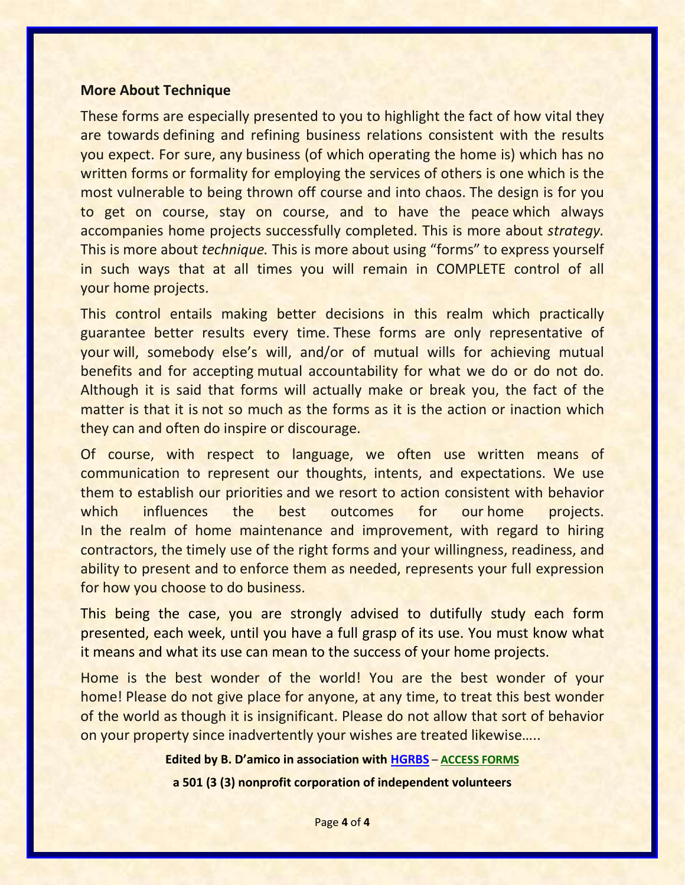**More About Technique**

These forms are especially presented to you to highlight the fact of how vital they are towards defining and refining business relations consistent with the results you expect. For sure, any business (of which operating the home is) which has no written forms or formality for employing the services of others is one which is the most vulnerable to being thrown off course and into chaos. The design is for you to get on course, stay on course, and to have the peace which always accompanies home projects successfully completed. This is more about *strategy.* This is more about *technique.* This is more about using "forms" to express yourself in such ways that at all times you will remain in COMPLETE control of all your home projects.

This control entails making better decisions in this realm which practically guarantee better results every time. These forms are only representative of your will, somebody else's will, and/or of mutual wills for achieving mutual benefits and for accepting mutual accountability for what we do or do not do. Although it is said that forms will actually make or break you, the fact of the matter is that it is not so much as the forms as it is the action or inaction which they can and often do inspire or discourage.

Of course, with respect to language, we often use written means of communication to represent our thoughts, intents, and expectations. We use them to establish our priorities and we resort to action consistent with behavior which influences the best outcomes for our home projects. In the realm of home maintenance and improvement, with regard to hiring contractors, the timely use of the right forms and your willingness, readiness, and ability to present and to enforce them as needed, represents your full expression for how you choose to do business.

This being the case, you are strongly advised to dutifully study each form presented, each week, until you have a full grasp of its use. You must know what it means and what its use can mean to the success of your home projects.

Home is the best wonder of the world! You are the best wonder of your home! Please do not give place for anyone, at any time, to treat this best wonder of the world as though it is insignificant. Please do not allow that sort of behavior on your property since inadvertently your wishes are treated likewise…..

**Edited by B. D'amico in association with HGRBS – ACCESS FORMS**

**a 501 (3 (3) nonprofit corporation of independent volunteers**